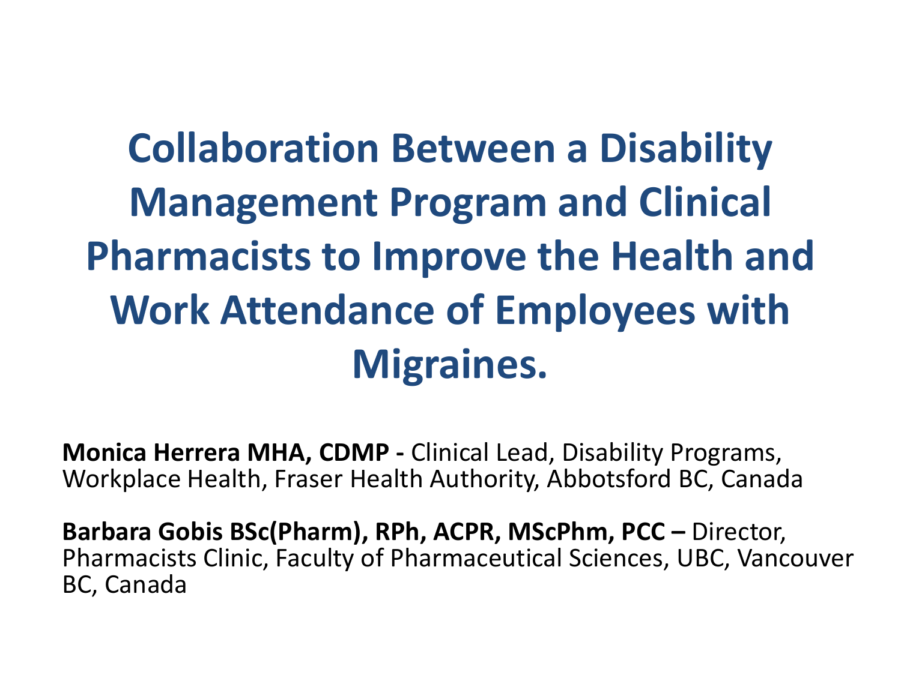# Collaboration Between a Disability Management Program and Clinical Pharmacists to Improve the Health and Work Attendance of Employees with Migraines.

**Monica Herrera MHA, CDMP -** Clinical Lead, Disability Programs, Workplace Health, Fraser Health Authority, Abbotsford BC, Canada

**Barbara Gobis BSc(Pharm), RPh, ACPR, MScPhm, PCC –** Director, Pharmacists Clinic, Faculty of Pharmaceutical Sciences, UBC, Vancouver BC, Canada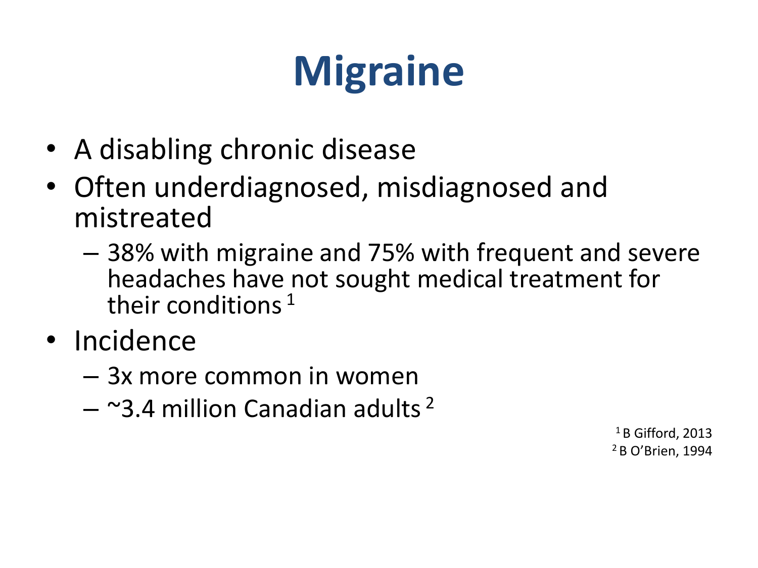# Migraine

- A disabling chronic disease
- Often underdiagnosed, misdiagnosed and mistreated
  - 38% with migraine and 75% with frequent and severe headaches have not sought medical treatment for their conditions [1]
- Incidence
  - 3x more common in women
  - ~3.4 million Canadian adults [2]

[1] B Gifford, 2013
[2] B O'Brien, 1994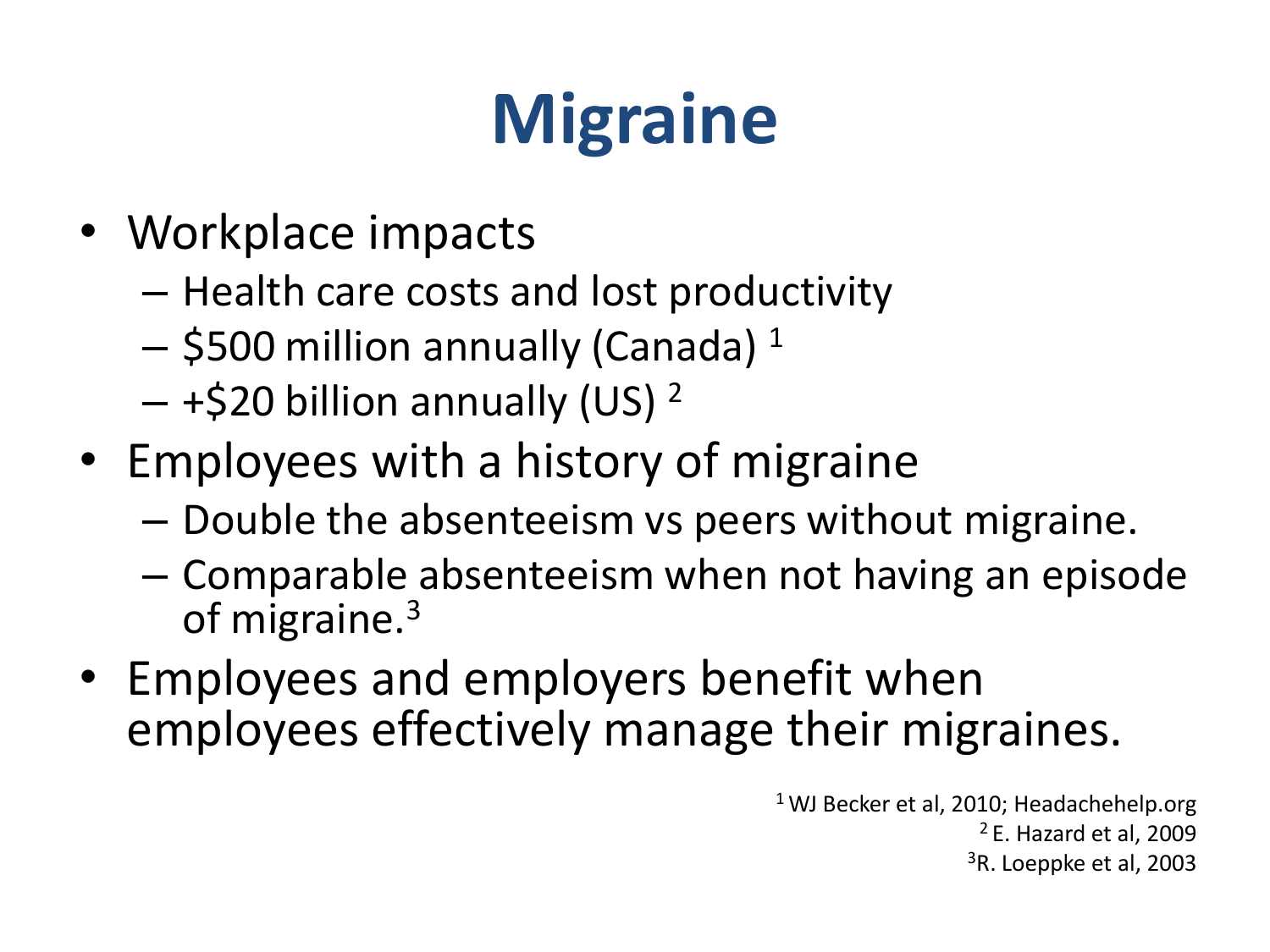# Migraine

- Workplace impacts
  - Health care costs and lost productivity
  - $500 million annually (Canada) [1]
  - +$20 billion annually (US) [2]
- Employees with a history of migraine
  - Double the absenteeism vs peers without migraine.
  - Comparable absenteeism when not having an episode of migraine.[3]
- Employees and employers benefit when employees effectively manage their migraines.

[1] WJ Becker et al, 2010; Headachehelp.org
[2] E. Hazard et al, 2009
[3] R. Loeppke et al, 2003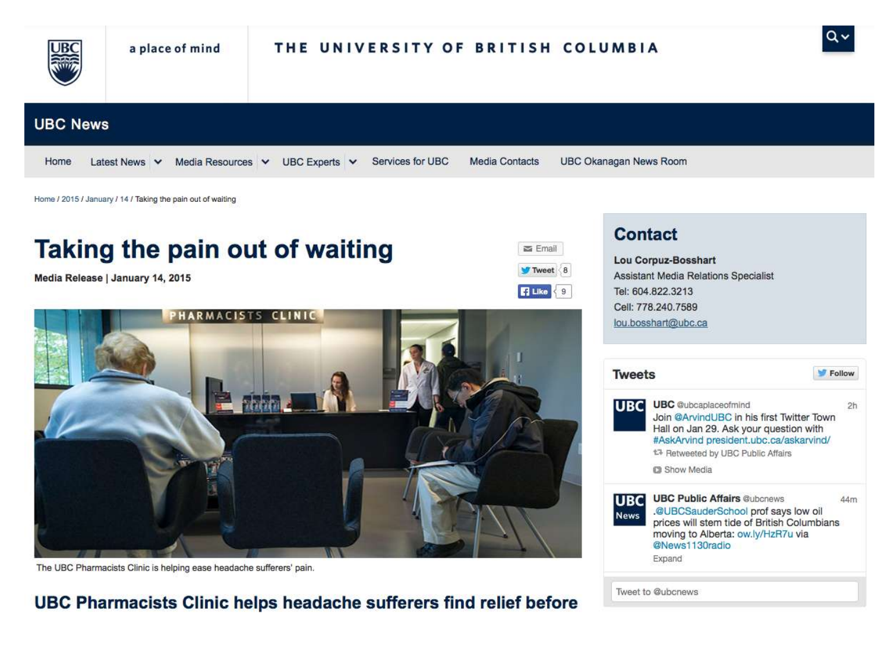a place of mind

THE UNIVERSITY OF BRITISH COLUMBIA

UBC News

Home | Latest News | Media Resources | UBC Experts | Services for UBC | Media Contacts | UBC Okanagan News Room

Home / 2015 / January / 14 / Taking the pain out of waiting

# Taking the pain out of waiting

**Media Release | January 14, 2015**

Email
Tweet 8
Like 9

The UBC Pharmacists Clinic is helping ease headache sufferers' pain.

## UBC Pharmacists Clinic helps headache sufferers find relief before

## Contact

**Lou Corpuz-Bosshart**
Assistant Media Relations Specialist
Tel: 604.822.3213
Cell: 778.240.7589
lou.bosshart@ubc.ca

## Tweets

Follow

**UBC** @ubcaplaceofmind 2h
Join @ArvindUBC in his first Twitter Town Hall on Jan 29. Ask your question with #AskArvind president.ubc.ca/askarvind/
Retweeted by UBC Public Affairs
Show Media

**UBC Public Affairs** @ubcnews 44m
.@UBCSauderSchool prof says low oil prices will stem tide of British Columbians moving to Alberta: ow.ly/HzR7u via @News1130radio
Expand

Tweet to @ubcnews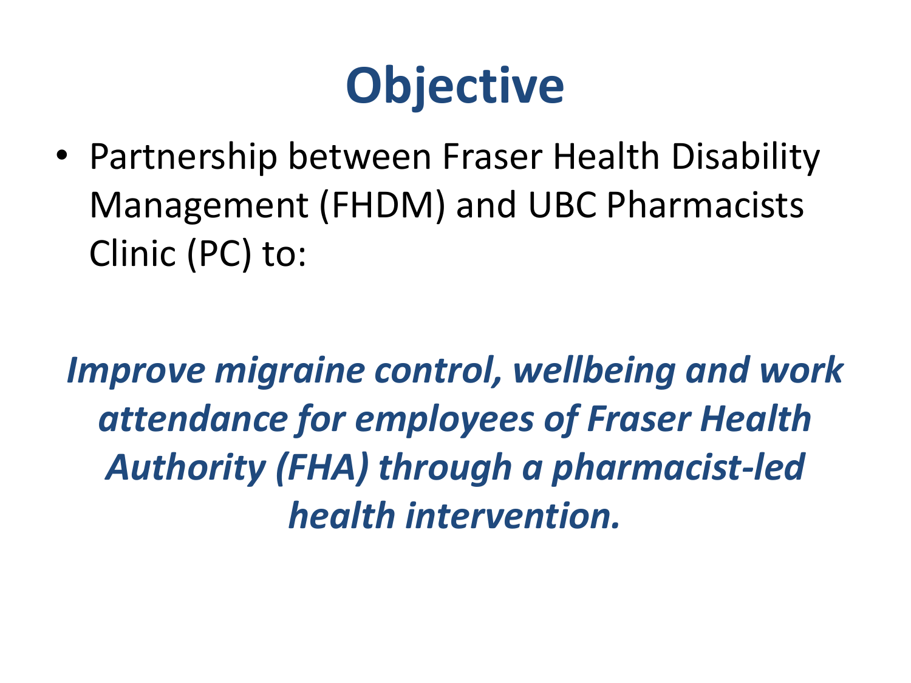# Objective

- Partnership between Fraser Health Disability Management (FHDM) and UBC Pharmacists Clinic (PC) to:

***Improve migraine control, wellbeing and work attendance for employees of Fraser Health Authority (FHA) through a pharmacist-led health intervention.***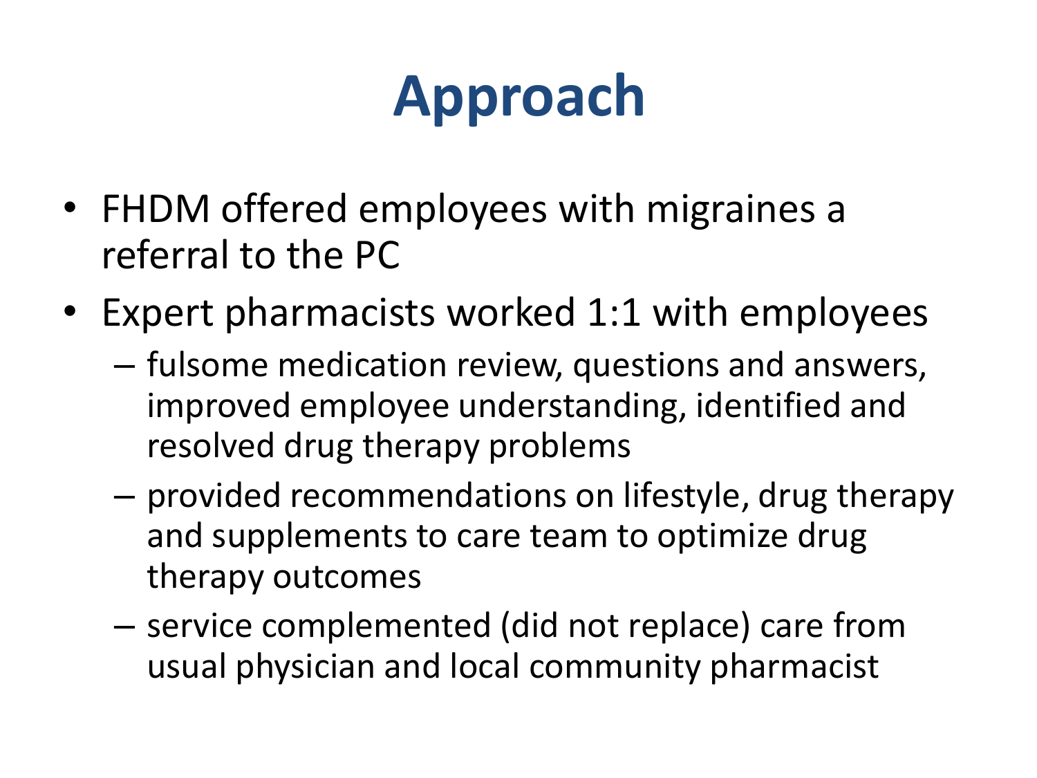# Approach

- FHDM offered employees with migraines a referral to the PC
- Expert pharmacists worked 1:1 with employees
  - fulsome medication review, questions and answers, improved employee understanding, identified and resolved drug therapy problems
  - provided recommendations on lifestyle, drug therapy and supplements to care team to optimize drug therapy outcomes
  - service complemented (did not replace) care from usual physician and local community pharmacist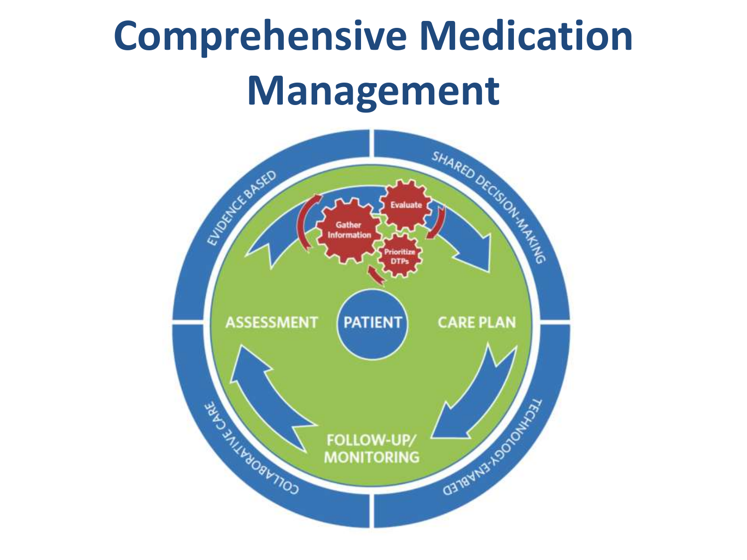# Comprehensive Medication Management

EVIDENCE BASED

SHARED DECISION-MAKING

TECHNOLOGY-ENABLED

COLLABORATIVE CARE

Gather Information

Evaluate

Prioritize DTPs

ASSESSMENT

PATIENT

CARE PLAN

FOLLOW-UP/ MONITORING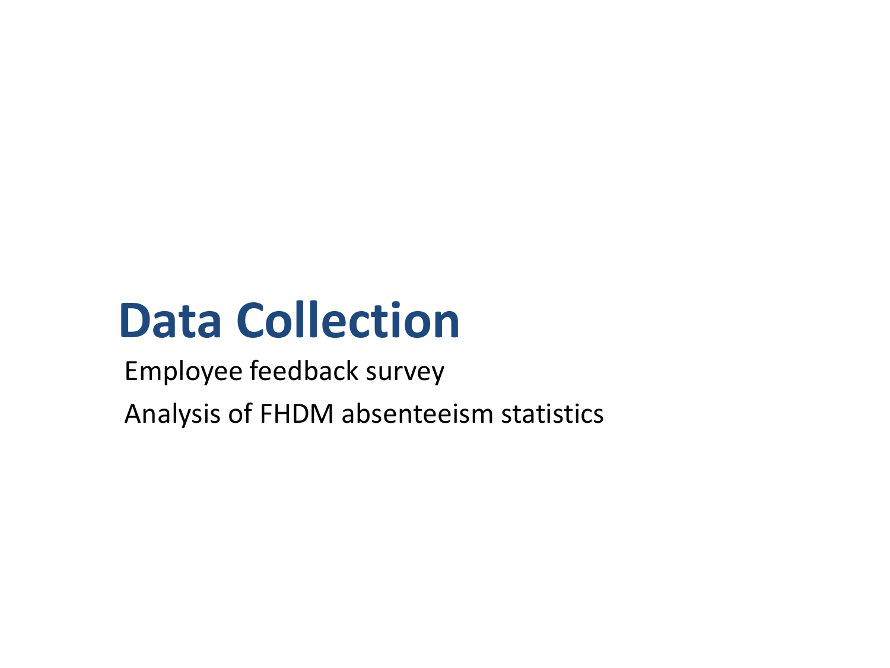# Data Collection

Employee feedback survey

Analysis of FHDM absenteeism statistics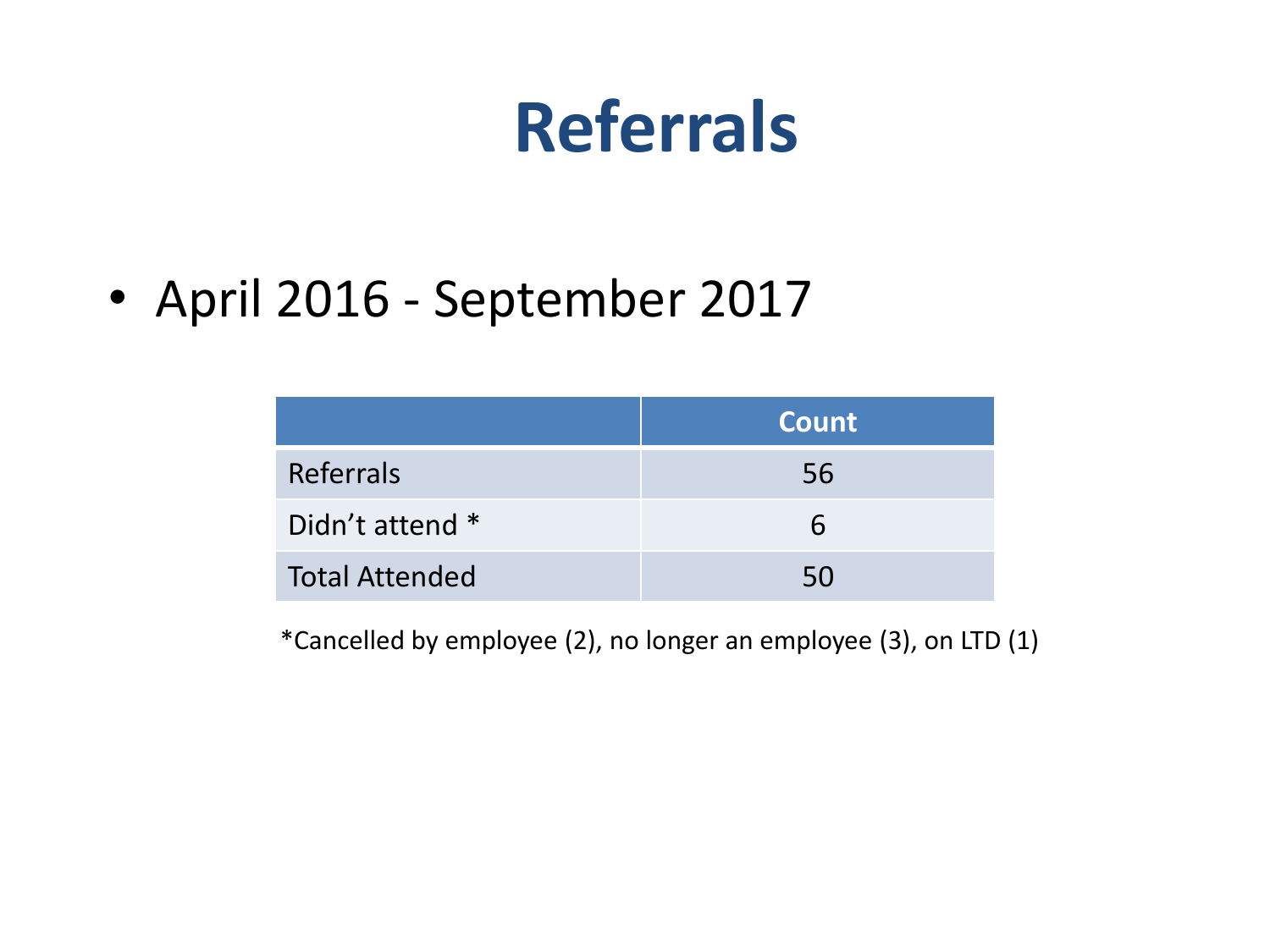# Referrals

- April 2016 - September 2017

| | Count |
|---|---|
| Referrals | 56 |
| Didn’t attend * | 6 |
| Total Attended | 50 |

*Cancelled by employee (2), no longer an employee (3), on LTD (1)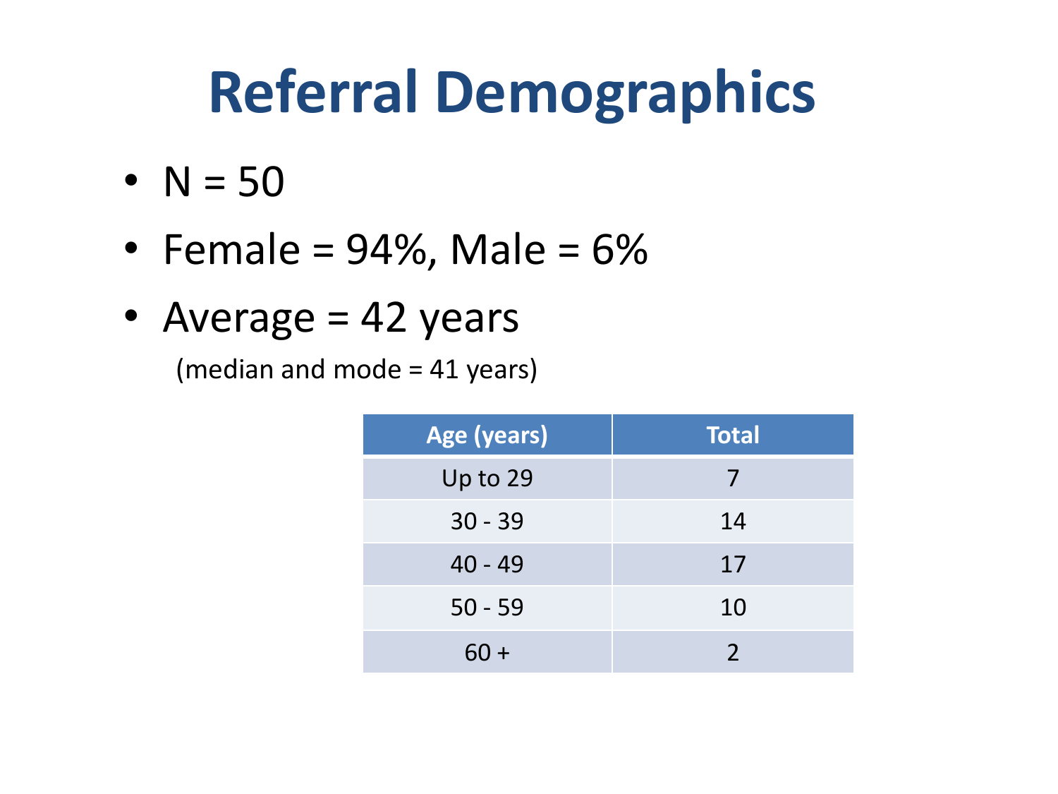# Referral Demographics

- N = 50
- Female = 94%, Male = 6%
- Average = 42 years

  (median and mode = 41 years)

| Age (years) | Total |
|---|---|
| Up to 29 | 7 |
| 30 - 39 | 14 |
| 40 - 49 | 17 |
| 50 - 59 | 10 |
| 60 + | 2 |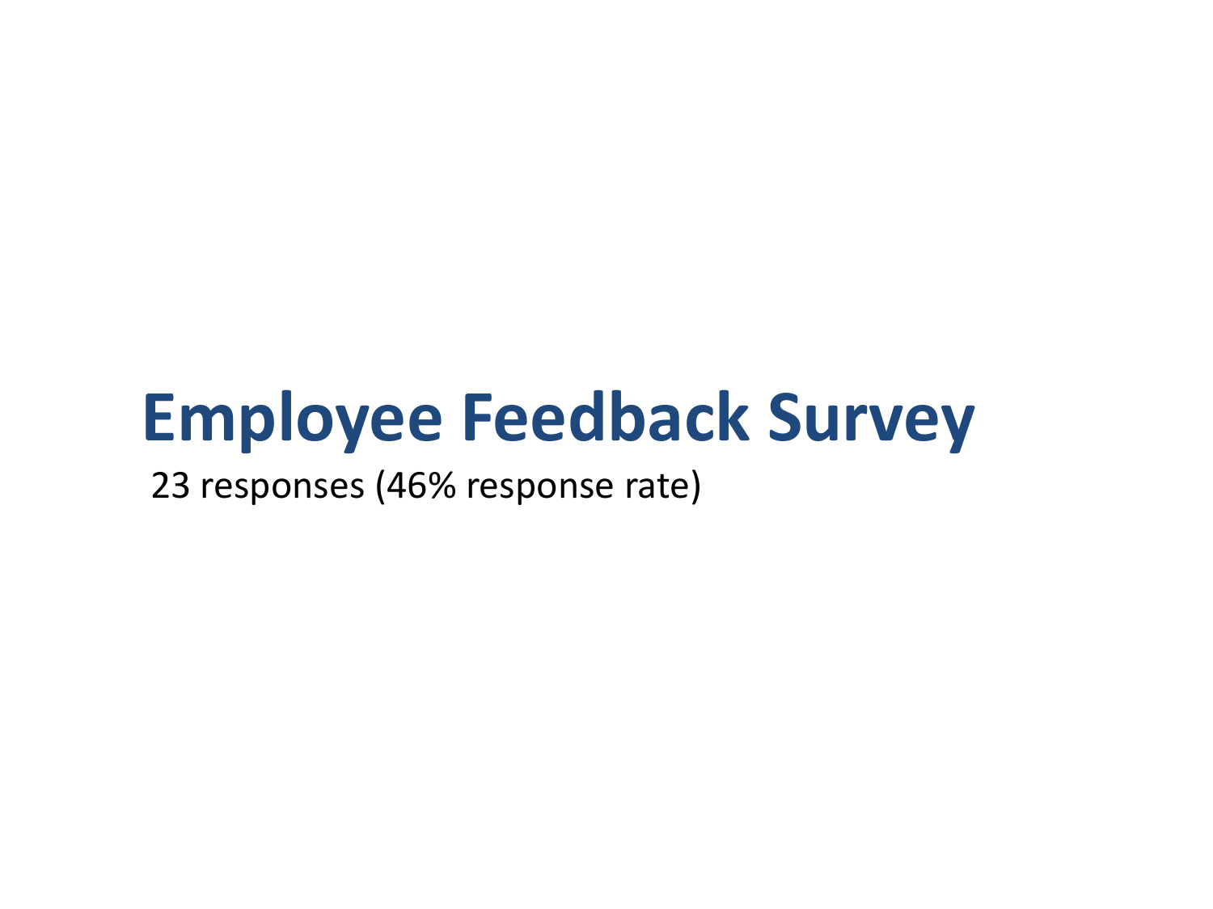# Employee Feedback Survey

23 responses (46% response rate)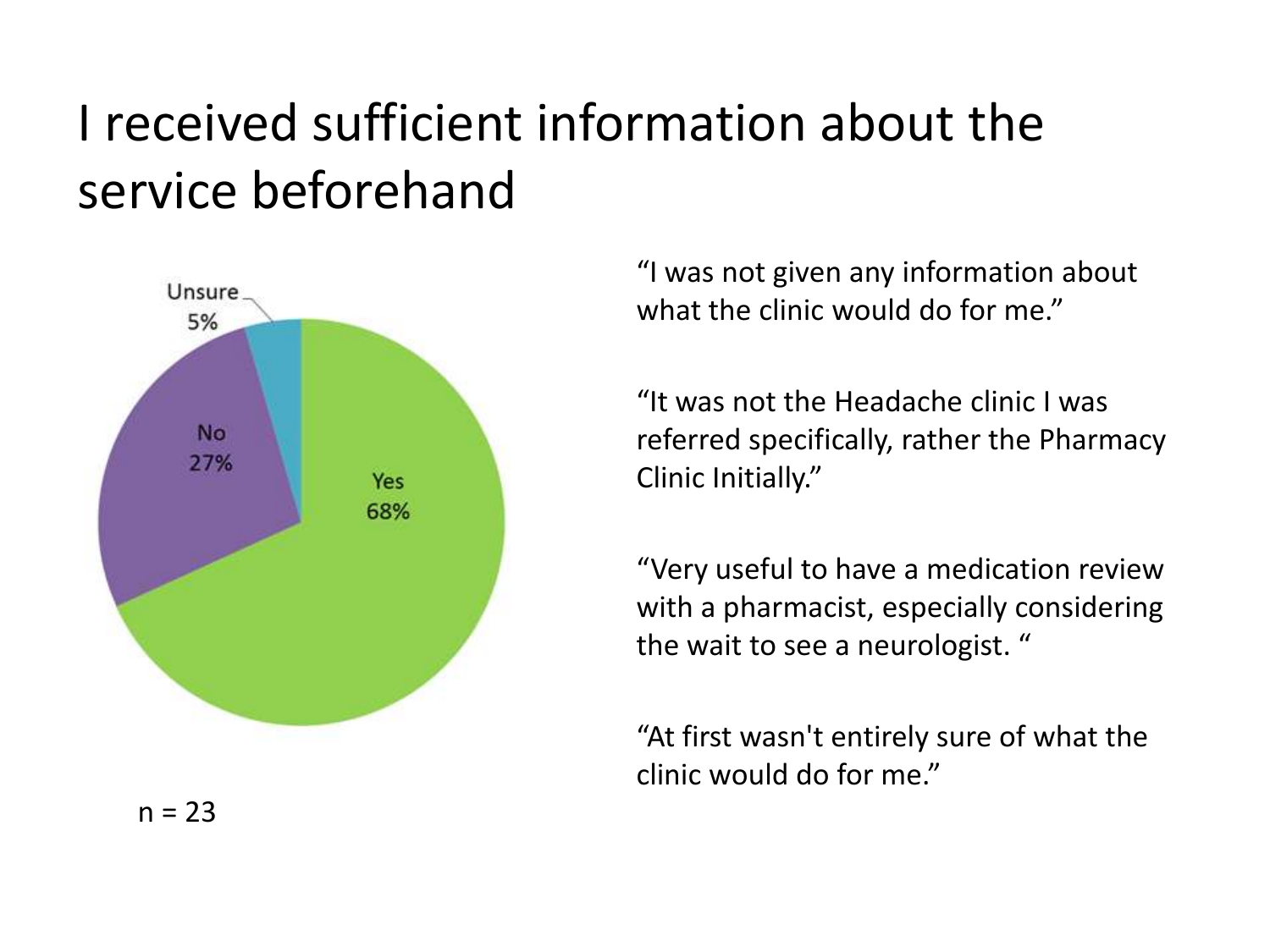# I received sufficient information about the service beforehand

Unsure 5%

No 27%

Yes 68%

n = 23

"I was not given any information about what the clinic would do for me."

"It was not the Headache clinic I was referred specifically, rather the Pharmacy Clinic Initially."

"Very useful to have a medication review with a pharmacist, especially considering the wait to see a neurologist. "

"At first wasn't entirely sure of what the clinic would do for me."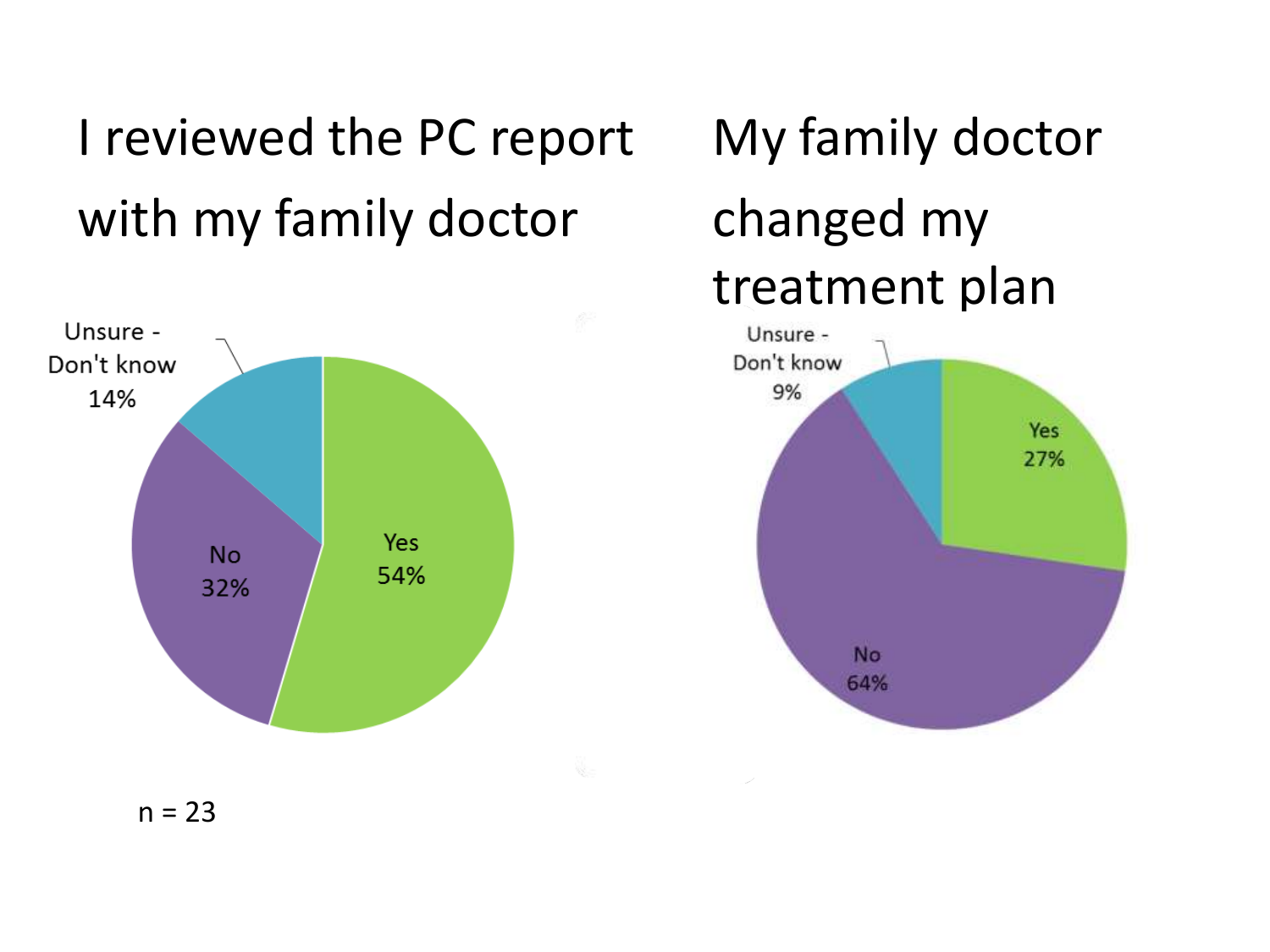## I reviewed the PC report with my family doctor

| Response | Percentage |
| --- | --- |
| Yes | 54% |
| No | 32% |
| Unsure - Don't know | 14% |

n = 23

## My family doctor changed my treatment plan

| Response | Percentage |
| --- | --- |
| Yes | 27% |
| No | 64% |
| Unsure - Don't know | 9% |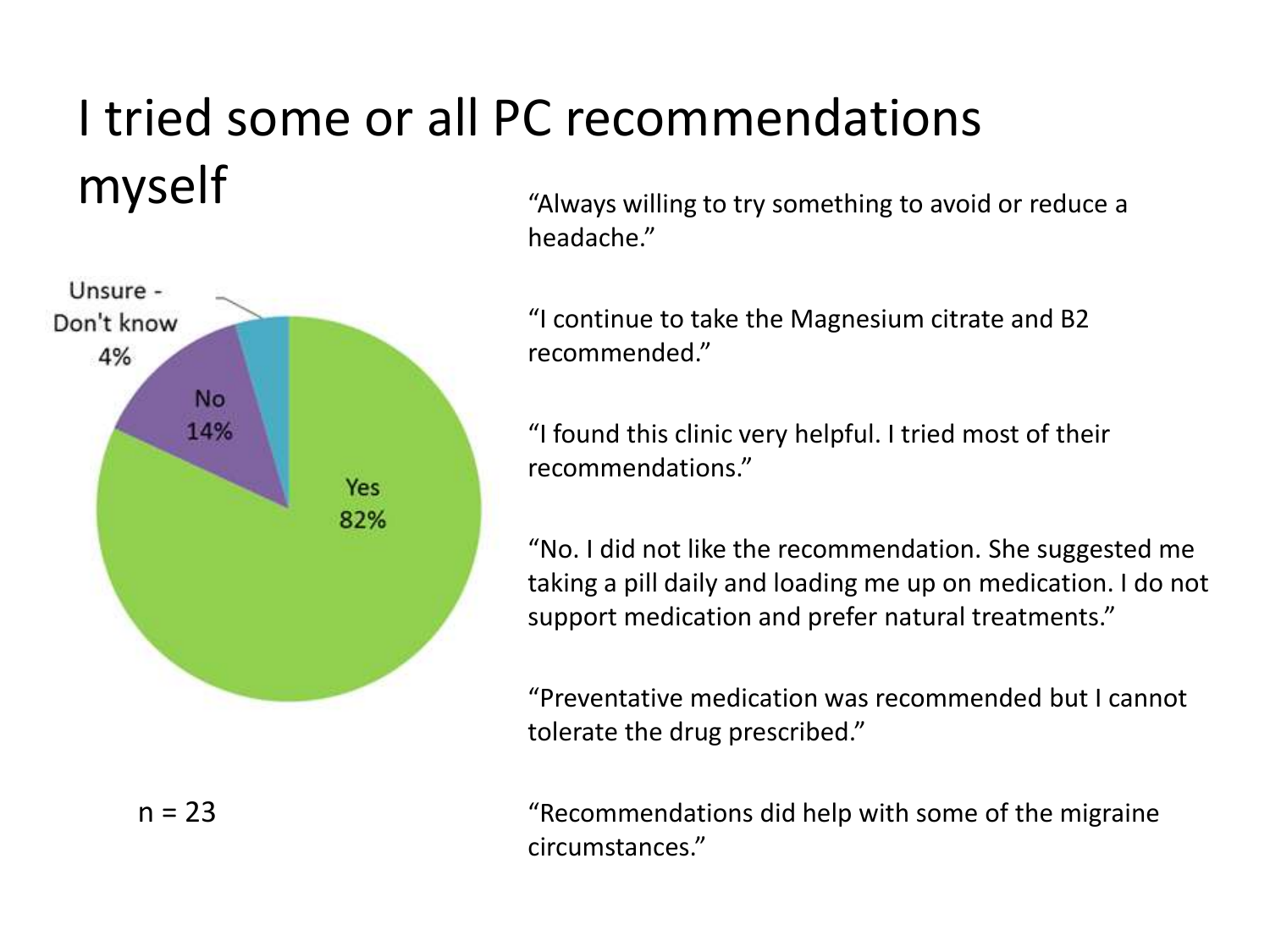# I tried some or all PC recommendations myself

Unsure - Don't know 4%

No 14%

Yes 82%

n = 23

"Always willing to try something to avoid or reduce a headache."

"I continue to take the Magnesium citrate and B2 recommended."

"I found this clinic very helpful. I tried most of their recommendations."

"No. I did not like the recommendation. She suggested me taking a pill daily and loading me up on medication. I do not support medication and prefer natural treatments."

"Preventative medication was recommended but I cannot tolerate the drug prescribed."

"Recommendations did help with some of the migraine circumstances."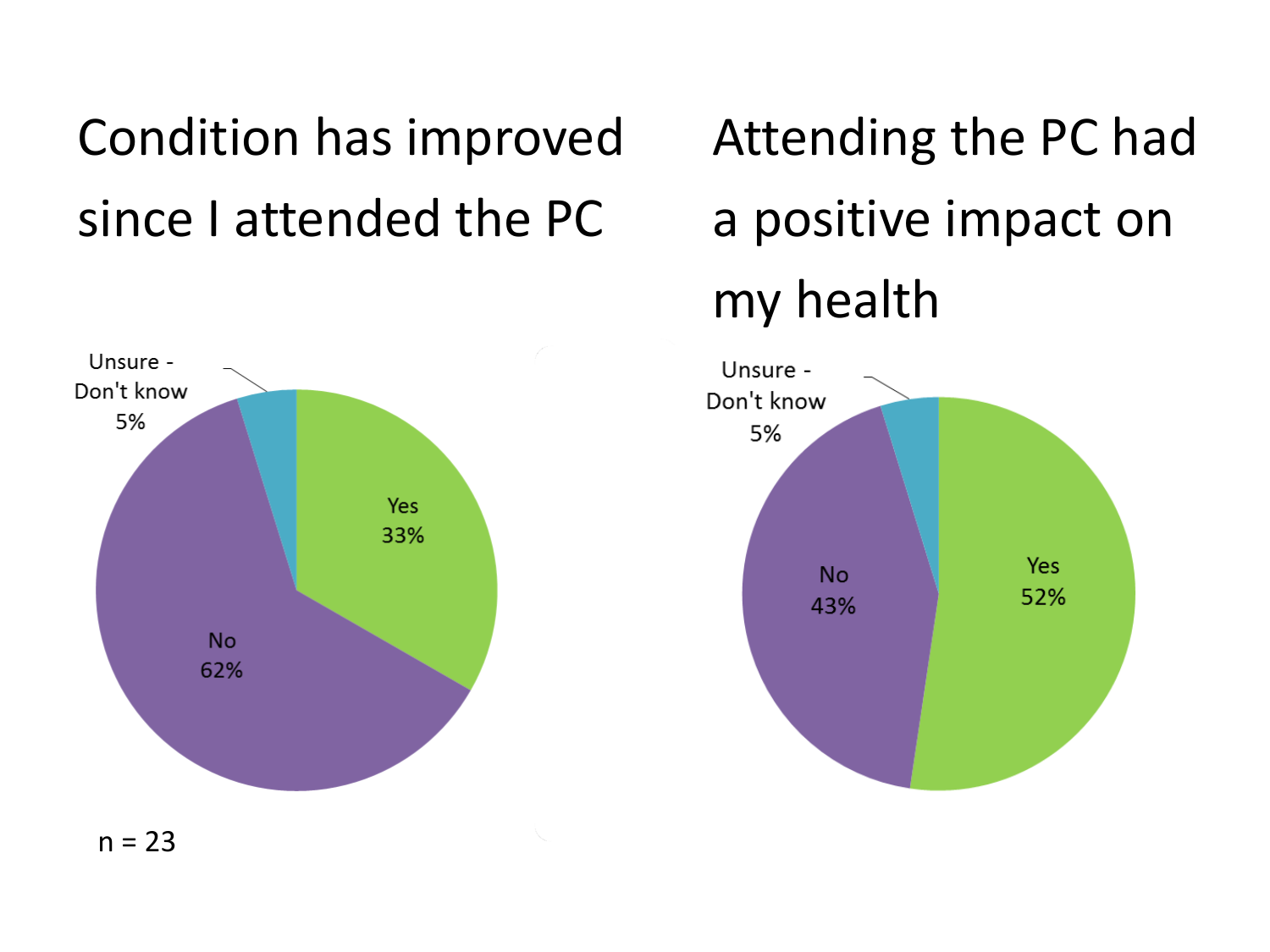## Condition has improved since I attended the PC

| Response | Percentage |
| --- | --- |
| Yes | 33% |
| No | 62% |
| Unsure - Don't know | 5% |

n = 23

## Attending the PC had a positive impact on my health

| Response | Percentage |
| --- | --- |
| Yes | 52% |
| No | 43% |
| Unsure - Don't know | 5% |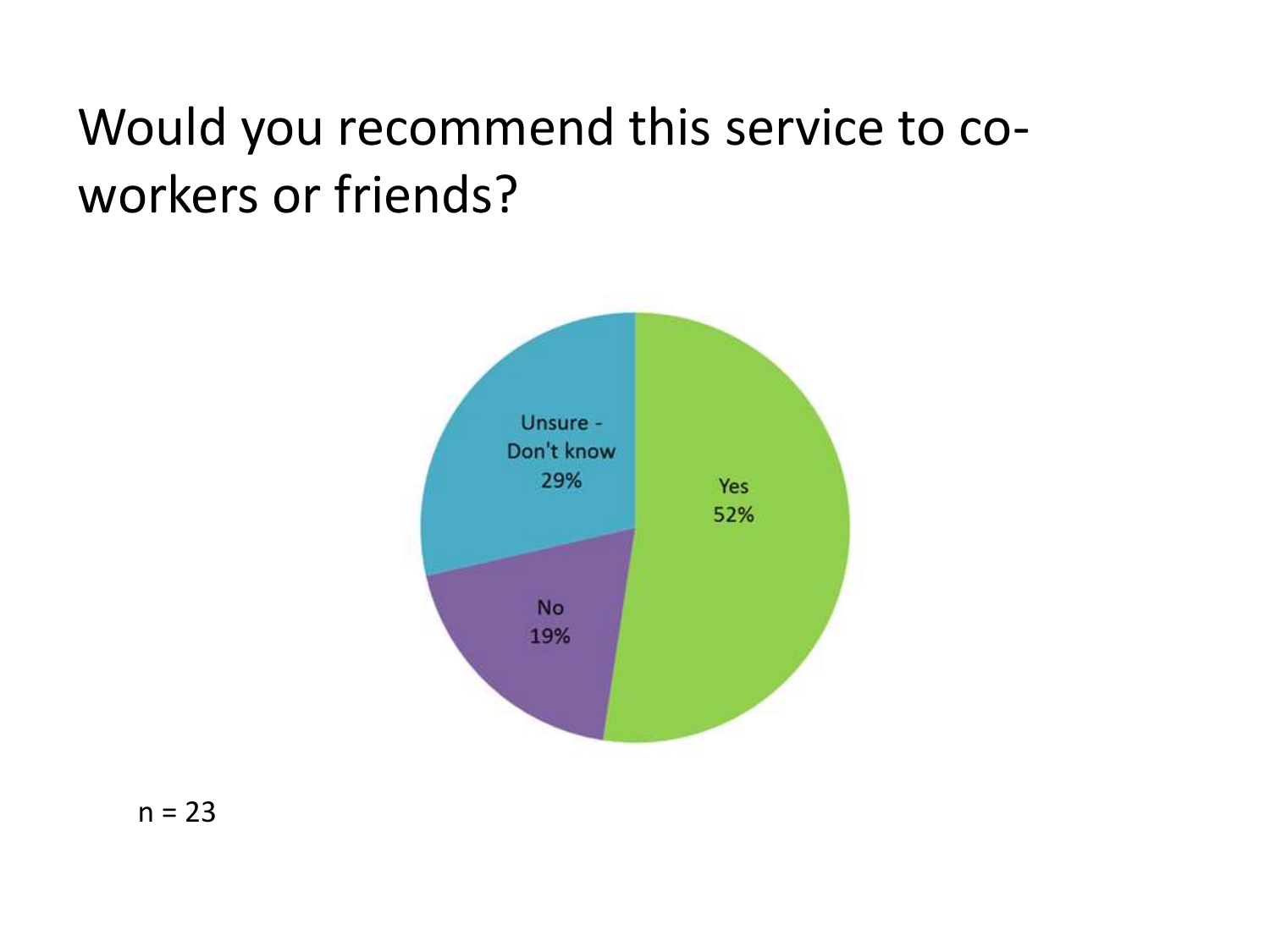# Would you recommend this service to co-workers or friends?

Unsure - Don't know 29%

Yes 52%

No 19%

n = 23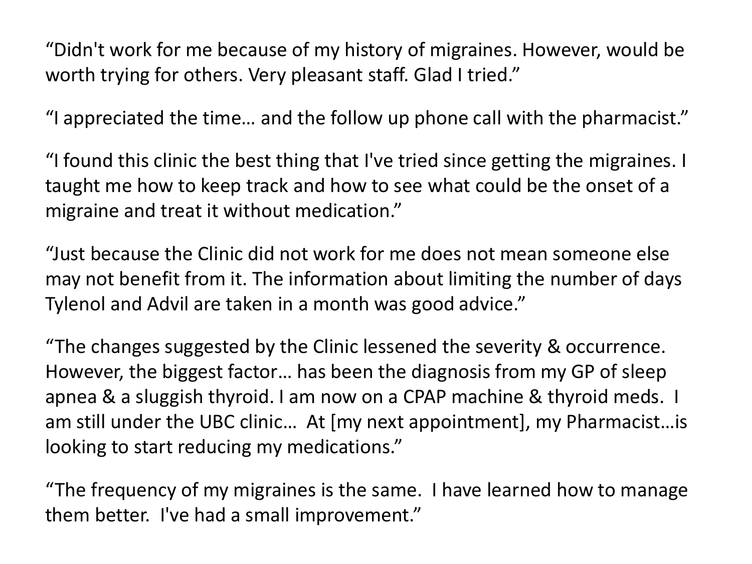"Didn't work for me because of my history of migraines. However, would be worth trying for others. Very pleasant staff. Glad I tried."

"I appreciated the time… and the follow up phone call with the pharmacist."

"I found this clinic the best thing that I've tried since getting the migraines. I taught me how to keep track and how to see what could be the onset of a migraine and treat it without medication."

"Just because the Clinic did not work for me does not mean someone else may not benefit from it. The information about limiting the number of days Tylenol and Advil are taken in a month was good advice."

"The changes suggested by the Clinic lessened the severity & occurrence. However, the biggest factor… has been the diagnosis from my GP of sleep apnea & a sluggish thyroid. I am now on a CPAP machine & thyroid meds. I am still under the UBC clinic… At [my next appointment], my Pharmacist…is looking to start reducing my medications."

"The frequency of my migraines is the same. I have learned how to manage them better. I've had a small improvement."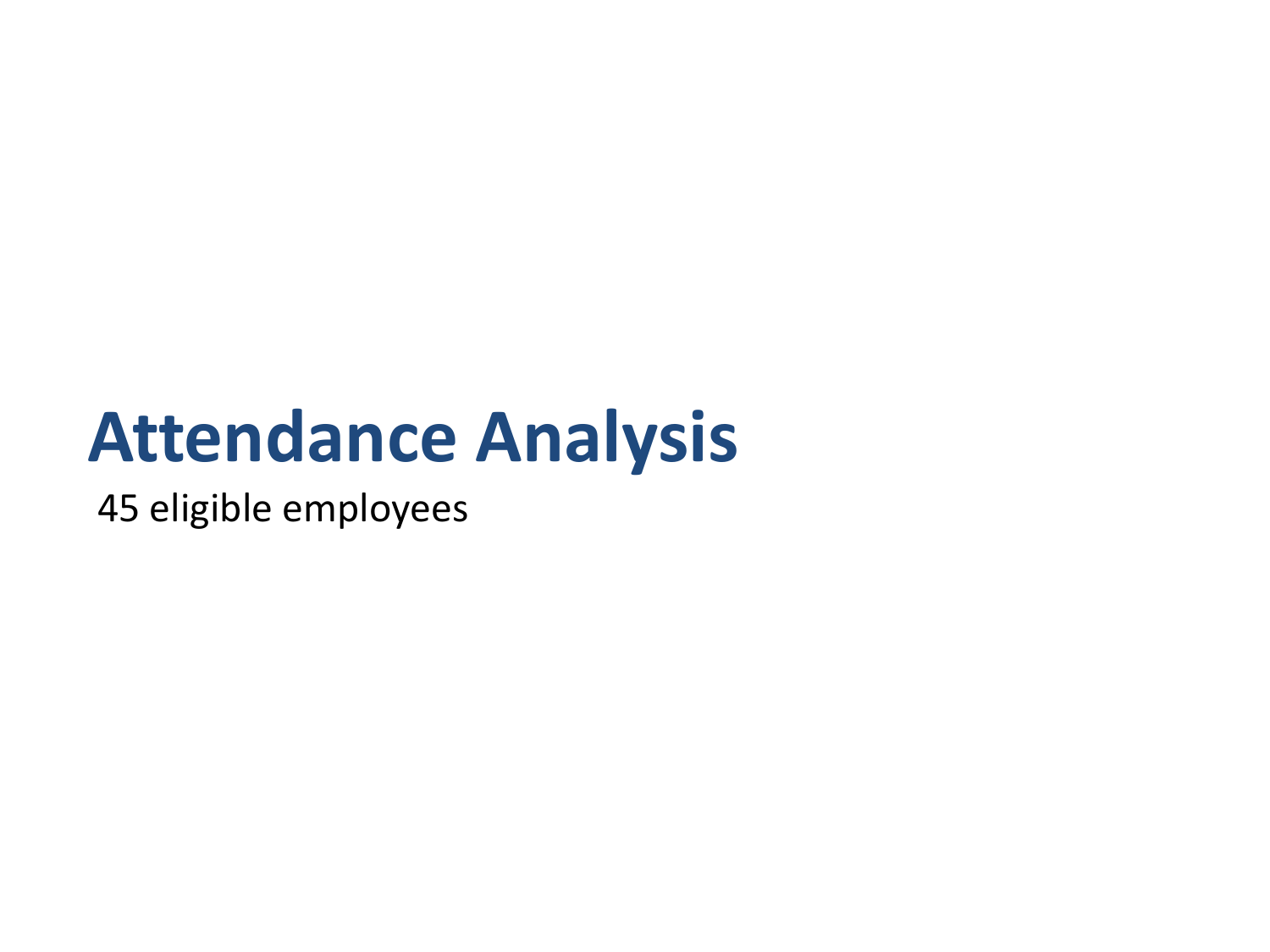# Attendance Analysis

45 eligible employees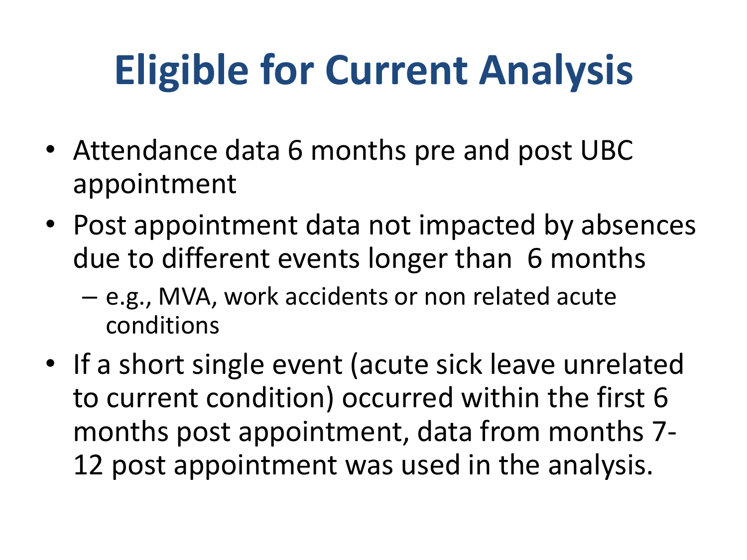# Eligible for Current Analysis

- Attendance data 6 months pre and post UBC appointment
- Post appointment data not impacted by absences due to different events longer than 6 months
  - e.g., MVA, work accidents or non related acute conditions
- If a short single event (acute sick leave unrelated to current condition) occurred within the first 6 months post appointment, data from months 7-12 post appointment was used in the analysis.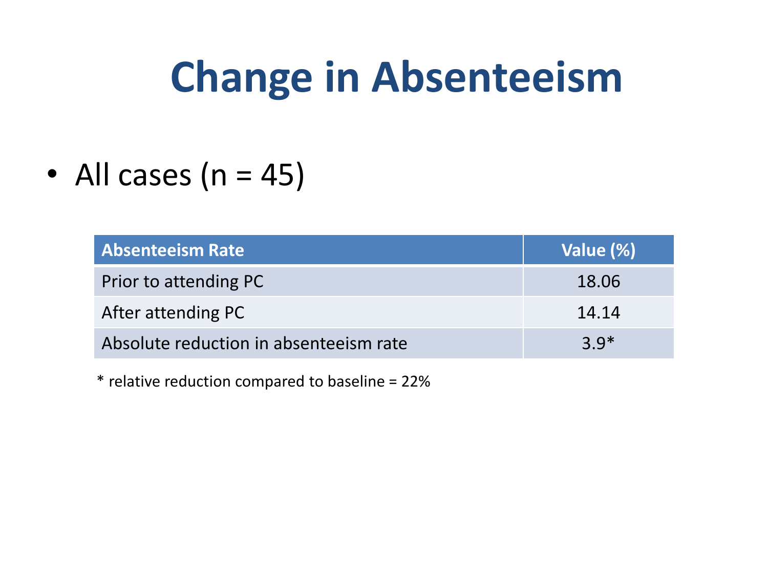# Change in Absenteeism

- All cases (n = 45)

| Absenteeism Rate | Value (%) |
| --- | --- |
| Prior to attending PC | 18.06 |
| After attending PC | 14.14 |
| Absolute reduction in absenteeism rate | 3.9* |

* relative reduction compared to baseline = 22%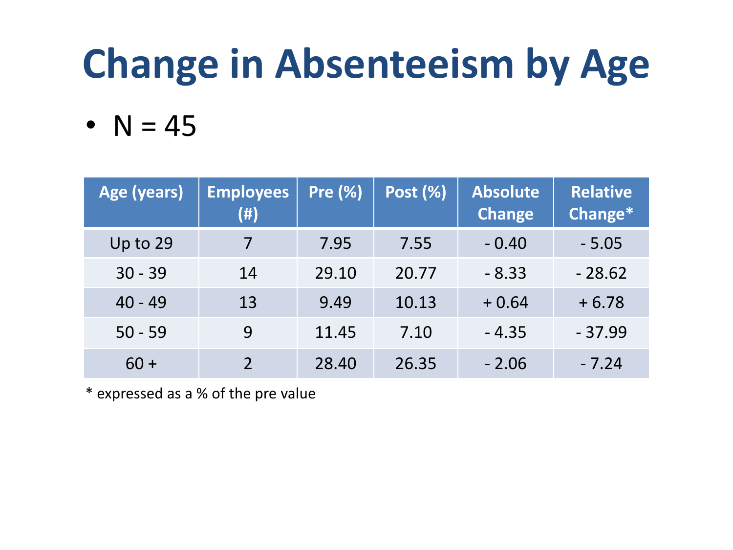# Change in Absenteeism by Age

- N = 45

| Age (years) | Employees (#) | Pre (%) | Post (%) | Absolute Change | Relative Change* |
|---|---|---|---|---|---|
| Up to 29 | 7 | 7.95 | 7.55 | - 0.40 | - 5.05 |
| 30 - 39 | 14 | 29.10 | 20.77 | - 8.33 | - 28.62 |
| 40 - 49 | 13 | 9.49 | 10.13 | + 0.64 | + 6.78 |
| 50 - 59 | 9 | 11.45 | 7.10 | - 4.35 | - 37.99 |
| 60 + | 2 | 28.40 | 26.35 | - 2.06 | - 7.24 |

* expressed as a % of the pre value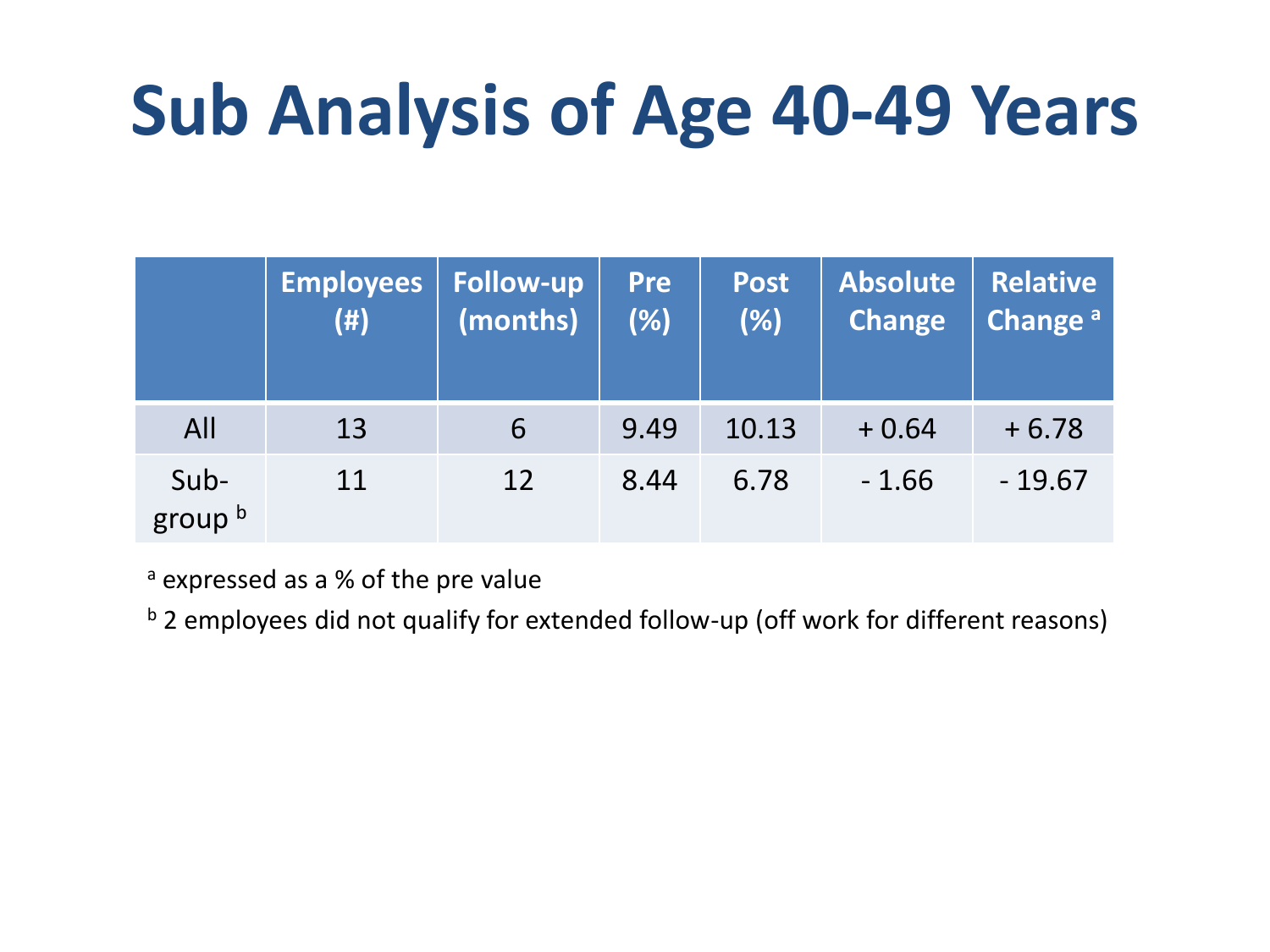# Sub Analysis of Age 40-49 Years

| | Employees (#) | Follow-up (months) | Pre (%) | Post (%) | Absolute Change | Relative Change [a] |
|---|---|---|---|---|---|---|
| All | 13 | 6 | 9.49 | 10.13 | + 0.64 | + 6.78 |
| Sub-group [b] | 11 | 12 | 8.44 | 6.78 | - 1.66 | - 19.67 |

[a] expressed as a % of the pre value

[b] 2 employees did not qualify for extended follow-up (off work for different reasons)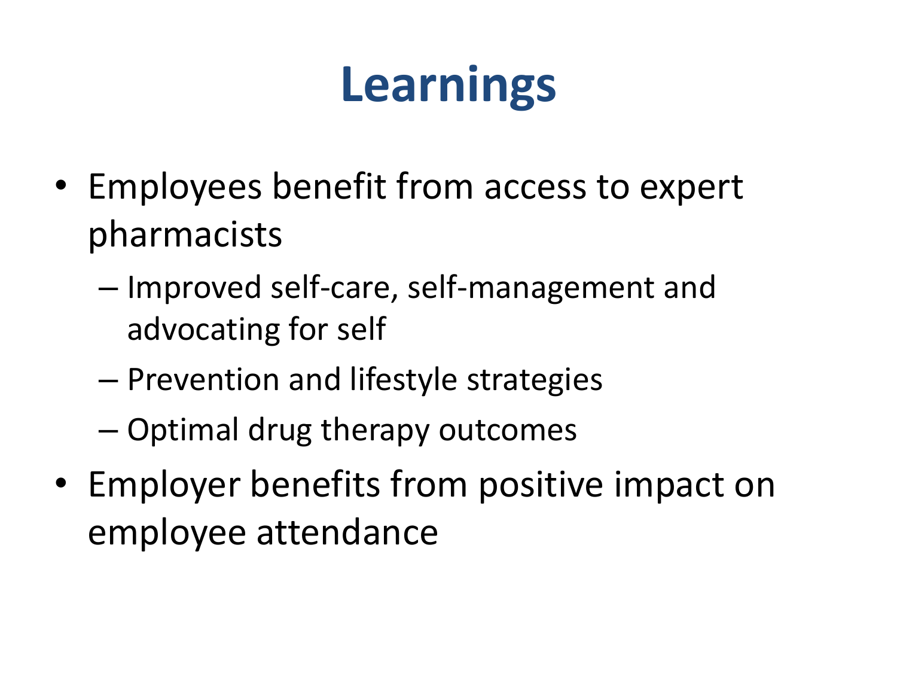# Learnings

- Employees benefit from access to expert pharmacists
  - Improved self-care, self-management and advocating for self
  - Prevention and lifestyle strategies
  - Optimal drug therapy outcomes
- Employer benefits from positive impact on employee attendance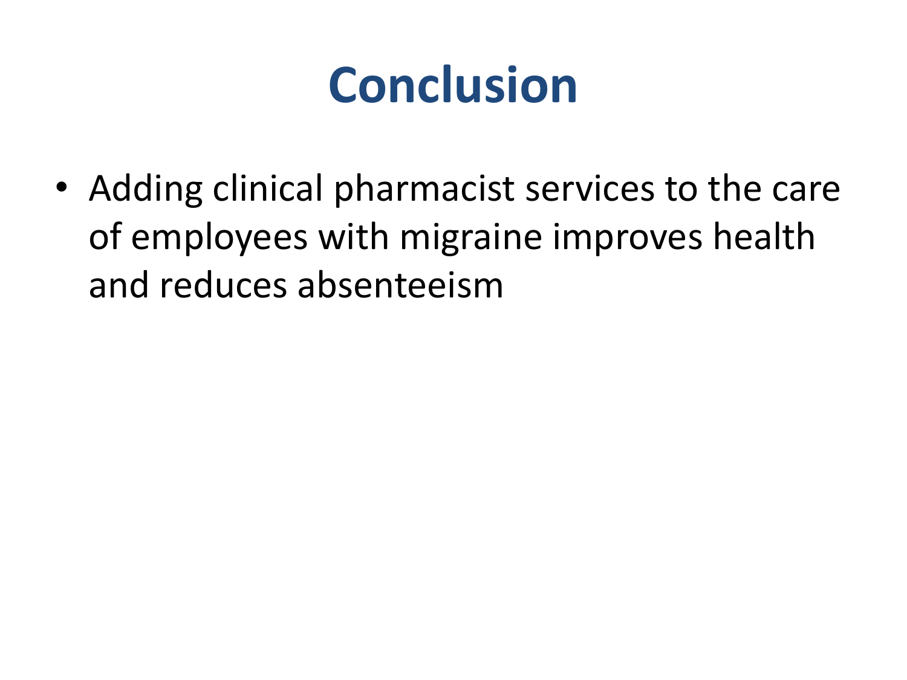# Conclusion

- Adding clinical pharmacist services to the care of employees with migraine improves health and reduces absenteeism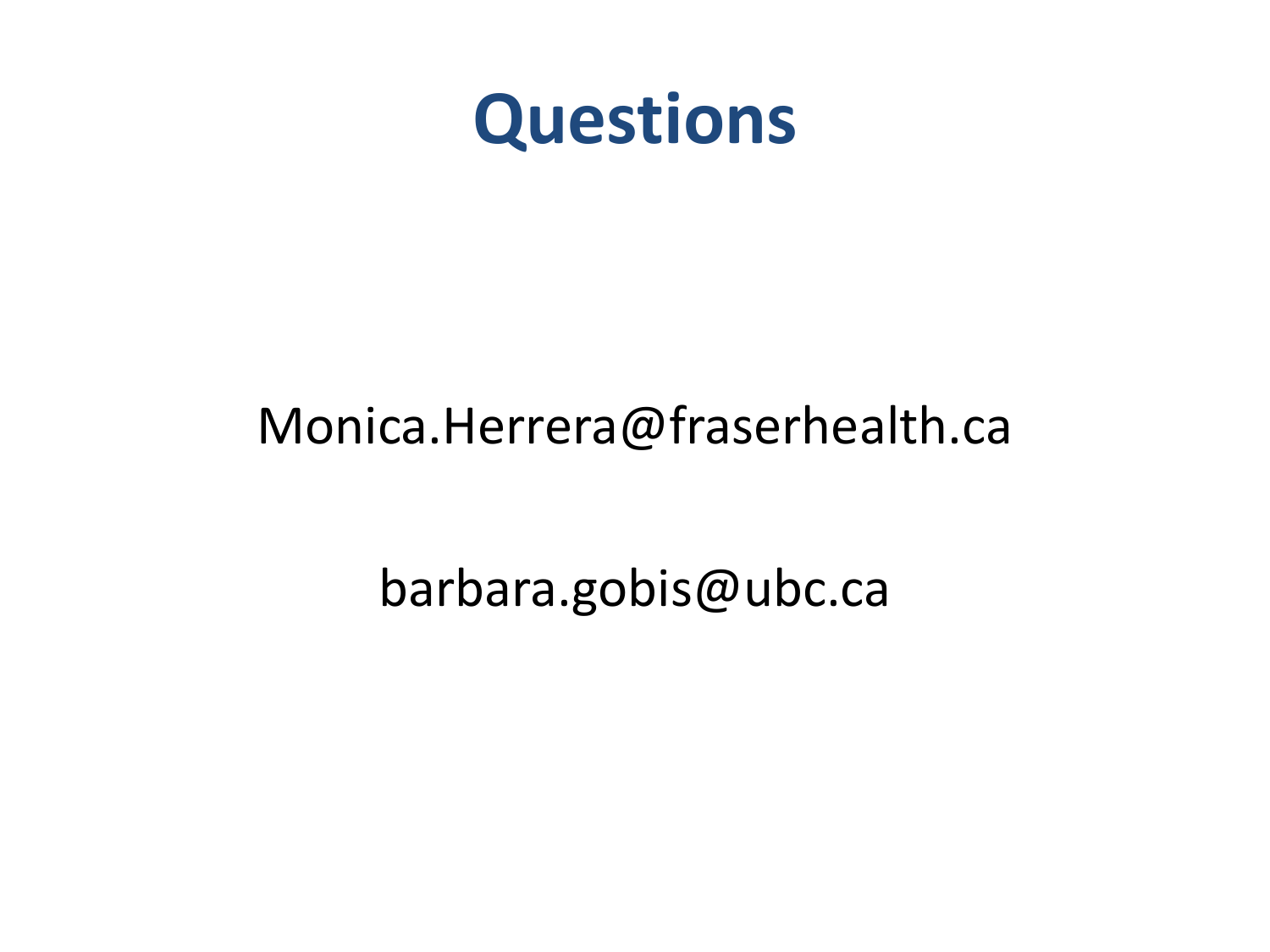# Questions

Monica.Herrera@fraserhealth.ca

barbara.gobis@ubc.ca